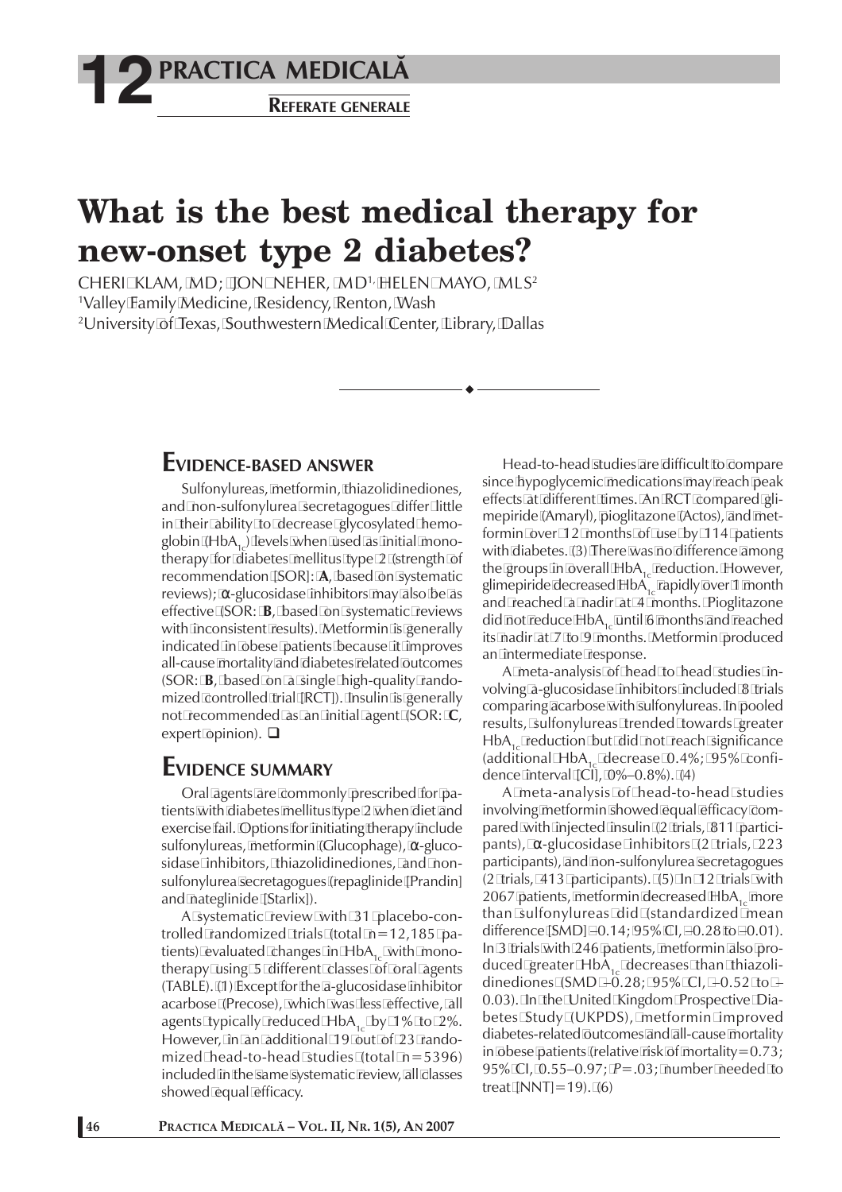# 12 PRACTICA MEDICALĂ

**REFERATE GENERALE**

# What is the best medical therapy for new-onset type 2 diabetes?

CHERI KLAM, MD; JON NEHER, MD[1], HELEN MAYO, MLS[2]

[1]Valley Family Medicine, Residency, Renton, Wash

[2]University of Texas, Southwestern Medical Center, Library, Dallas

## EVIDENCE-BASED ANSWER

Sulfonylureas, metformin, thiazolidinediones, and non-sulfonylurea secretagogues differ little in their ability to decrease glycosylated hemoglobin ($HbA_{1c}$) levels when used as initial monotherapy for diabetes mellitus type 2 (strength of recommendation [SOR]: **A**, based on systematic reviews); α-glucosidase inhibitors may also be as effective (SOR: **B**, based on systematic reviews with inconsistent results). Metformin is generally indicated in obese patients because it improves all-cause mortality and diabetes related outcomes (SOR: **B**, based on a single high-quality randomized controlled trial [RCT]). Insulin is generally not recommended as an initial agent (SOR: **C**, expert opinion). ❑

## EVIDENCE SUMMARY

Oral agents are commonly prescribed for patients with diabetes mellitus type 2 when diet and exercise fail. Options for initiating therapy include sulfonylureas, metformin (Glucophage), α-glucosidase inhibitors, thiazolidinediones, and non-sulfonylurea secretagogues (repaglinide [Prandin] and nateglinide [Starlix]).

A systematic review with 31 placebo-controlled randomized trials (total n=12,185 patients) evaluated changes in $HbA_{1c}$ with monotherapy using 5 different classes of oral agents (TABLE). (1) Except for the a-glucosidase inhibitor acarbose (Precose), which was less effective, all agents typically reduced $HbA_{1c}$ by 1% to 2%. However, in an additional 19 out of 23 randomized head-to-head studies (total n=5396) included in the same systematic review, all classes showed equal efficacy.

Head-to-head studies are difficult to compare since hypoglycemic medications may reach peak effects at different times. An RCT compared glimepiride (Amaryl), pioglitazone (Actos), and metformin over 12 months of use by 114 patients with diabetes. (3) There was no difference among the groups in overall $HbA_{1c}$ reduction. However, glimepiride decreased $HbA_{1c}$ rapidly over 1 month and reached a nadir at 4 months. Pioglitazone did not reduce $HbA_{1c}$ until 6 months and reached its nadir at 7 to 9 months. Metformin produced an intermediate response.

A meta-analysis of head to head studies involving a-glucosidase inhibitors included 8 trials comparing acarbose with sulfonylureas. In pooled results, sulfonylureas trended towards greater $HbA_{1c}$ reduction but did not reach significance (additional $HbA_{1c}$ decrease 0.4%; 95% confidence interval [CI], 0%–0.8%). (4)

A meta-analysis of head-to-head studies involving metformin showed equal efficacy compared with injected insulin (2 trials, 811 participants), α-glucosidase inhibitors (2 trials, 223 participants), and non-sulfonylurea secretagogues (2 trials, 413 participants). (5) In 12 trials with 2067 patients, metformin decreased $HbA_{1c}$ more than sulfonylureas did (standardized mean difference [SMD] –0.14; 95% CI, –0.28 to –0.01). In 3 trials with 246 patients, metformin also produced greater $HbA_{1c}$ decreases than thiazolidinediones (SMD –0.28; 95% CI, –0.52 to –0.03). In the United Kingdom Prospective Diabetes Study (UKPDS), metformin improved diabetes-related outcomes and all-cause mortality in obese patients (relative risk of mortality=0.73; 95% CI, 0.55–0.97; $P$=.03; number needed to treat [NNT]=19). (6)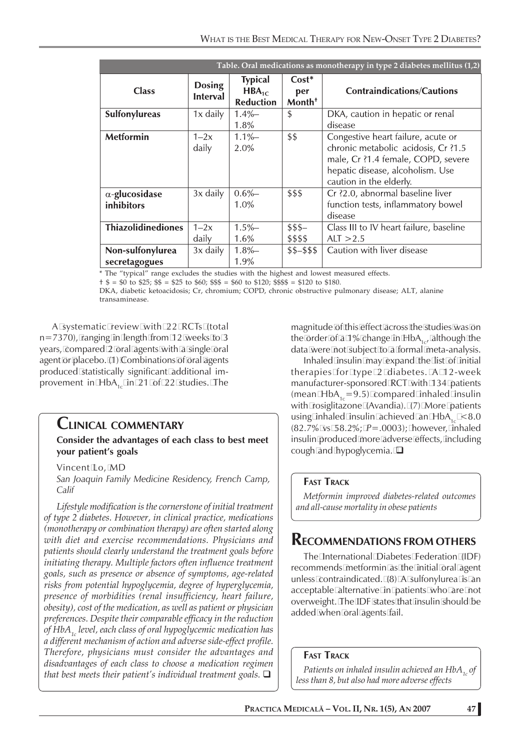| Table. Oral medications as monotherapy in type 2 diabetes mellitus (1,2) | | | | |
|---|---|---|---|---|
| **Class** | **Dosing Interval** | **Typical $HBA_{1C}$ Reduction** | **Cost* per Month†** | **Contraindications/Cautions** |
| **Sulfonylureas** | 1x daily | 1.4%–1.8% | $ | DKA, caution in hepatic or renal disease |
| **Metformin** | 1–2x daily | 1.1%–2.0% | $$ | Congestive heart failure, acute or chronic metabolic acidosis, Cr ?1.5 male, Cr ?1.4 female, COPD, severe hepatic disease, alcoholism. Use caution in the elderly. |
| **α-glucosidase inhibitors** | 3x daily | 0.6%–1.0% | $$$ | Cr ?2.0, abnormal baseline liver function tests, inflammatory bowel disease |
| **Thiazolidinediones** | 1–2x daily | 1.5%–1.6% | $$$–$$$$ | Class III to IV heart failure, baseline ALT >2.5 |
| **Non-sulfonylurea secretagogues** | 3x daily | 1.8%–1.9% | $$–$$$ | Caution with liver disease |

* The "typical" range excludes the studies with the highest and lowest measured effects.
† $ = $0 to $25; $$ = $25 to $60; $$$ = $60 to $120; $$$$ = $120 to $180.
DKA, diabetic ketoacidosis; Cr, chromium; COPD, chronic obstructive pulmonary disease; ALT, alanine transaminease.

A systematic review with 22 RCTs (total n=7370), ranging in length from 12 weeks to 3 years, compared 2 oral agents with a single oral agent or placebo. (1) Combinations of oral agents produced statistically significant additional improvement in $HbA_{1c}$ in 21 of 22 studies. The magnitude of this effect across the studies was on the order of a 1% change in $HbA_{1c}$, although the data were not subject to a formal meta-analysis.

Inhaled insulin may expand the list of initial therapies for type 2 diabetes. A 12-week manufacturer-sponsored RCT with 134 patients (mean $HbA_{1c}$=9.5) compared inhaled insulin with rosiglitazone (Avandia). (7) More patients using inhaled insulin achieved an $HbA_{1c}$ <8.0 (82.7% vs 58.2%; $P$=.0003); however, inhaled insulin produced more adverse effects, including cough and hypoglycemia. ❑

## Clinical commentary

**Consider the advantages of each class to best meet your patient's goals**

Vincent Lo, MD
*San Joaquin Family Medicine Residency, French Camp, Calif*

*Lifestyle modification is the cornerstone of initial treatment of type 2 diabetes. However, in clinical practice, medications (monotherapy or combination therapy) are often started along with diet and exercise recommendations. Physicians and patients should clearly understand the treatment goals before initiating therapy. Multiple factors often influence treatment goals, such as presence or absence of symptoms, age-related risks from potential hypoglycemia, degree of hyperglycemia, presence of morbidities (renal insufficiency, heart failure, obesity), cost of the medication, as well as patient or physician preferences. Despite their comparable efficacy in the reduction of $HbA_{1c}$ level, each class of oral hypoglycemic medication has a different mechanism of action and adverse side-effect profile. Therefore, physicians must consider the advantages and disadvantages of each class to choose a medication regimen that best meets their patient's individual treatment goals.* ❑

**Fast Track**

*Metformin improved diabetes-related outcomes and all-cause mortality in obese patients*

## Recommendations from others

The International Diabetes Federation (IDF) recommends metformin as the initial oral agent unless contraindicated. (8) A sulfonylurea is an acceptable alternative in patients who are not overweight. The IDF states that insulin should be added when oral agents fail.

**Fast Track**

*Patients on inhaled insulin achieved an $HbA_{1c}$ of less than 8, but also had more adverse effects*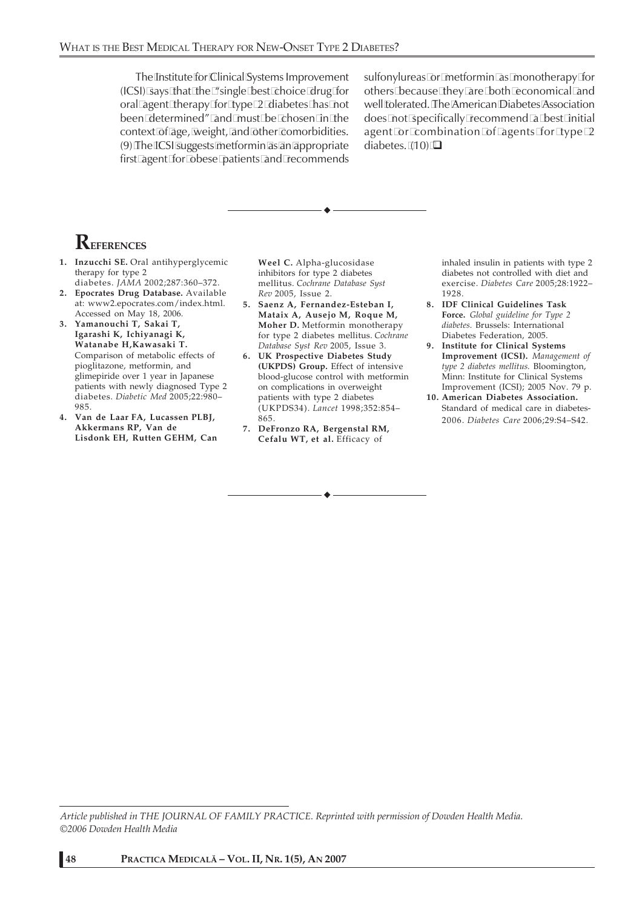The Institute for Clinical Systems Improvement (ICSI) says that the "single best choice drug for oral agent therapy for type 2 diabetes has not been determined" and must be chosen in the context of age, weight, and other comorbidities. (9) The ICSI suggests metformin as an appropriate first agent for obese patients and recommends sulfonylureas or metformin as monotherapy for others because they are both economical and well tolerated. The American Diabetes Association does not specifically recommend a best initial agent or combination of agents for type 2 diabetes. (10) ❑

## REFERENCES

1. **Inzucchi SE.** Oral antihyperglycemic therapy for type 2 diabetes. *JAMA* 2002;287:360–372.
2. **Epocrates Drug Database.** Available at: www2.epocrates.com/index.html. Accessed on May 18, 2006.
3. **Yamanouchi T, Sakai T, Igarashi K, Ichiyanagi K, Watanabe H,Kawasaki T.** Comparison of metabolic effects of pioglitazone, metformin, and glimepiride over 1 year in Japanese patients with newly diagnosed Type 2 diabetes. *Diabetic Med* 2005;22:980–985.
4. **Van de Laar FA, Lucassen PLBJ, Akkermans RP, Van de Lisdonk EH, Rutten GEHM, Can Weel C.** Alpha-glucosidase inhibitors for type 2 diabetes mellitus. *Cochrane Database Syst Rev* 2005, Issue 2.
5. **Saenz A, Fernandez-Esteban I, Mataix A, Ausejo M, Roque M, Moher D.** Metformin monotherapy for type 2 diabetes mellitus. *Cochrane Database Syst Rev* 2005, Issue 3.
6. **UK Prospective Diabetes Study (UKPDS) Group.** Effect of intensive blood-glucose control with metformin on complications in overweight patients with type 2 diabetes (UKPDS34). *Lancet* 1998;352:854–865.
7. **DeFronzo RA, Bergenstal RM, Cefalu WT, et al.** Efficacy of inhaled insulin in patients with type 2 diabetes not controlled with diet and exercise. *Diabetes Care* 2005;28:1922–1928.
8. **IDF Clinical Guidelines Task Force.** *Global guideline for Type 2 diabetes.* Brussels: International Diabetes Federation, 2005.
9. **Institute for Clinical Systems Improvement (ICSI).** *Management of type 2 diabetes mellitus.* Bloomington, Minn: Institute for Clinical Systems Improvement (ICSI); 2005 Nov. 79 p.
10. **American Diabetes Association.** Standard of medical care in diabetes-2006. *Diabetes Care* 2006;29:S4–S42.

*Article published in THE JOURNAL OF FAMILY PRACTICE. Reprinted with permission of Dowden Health Media. ©2006 Dowden Health Media*